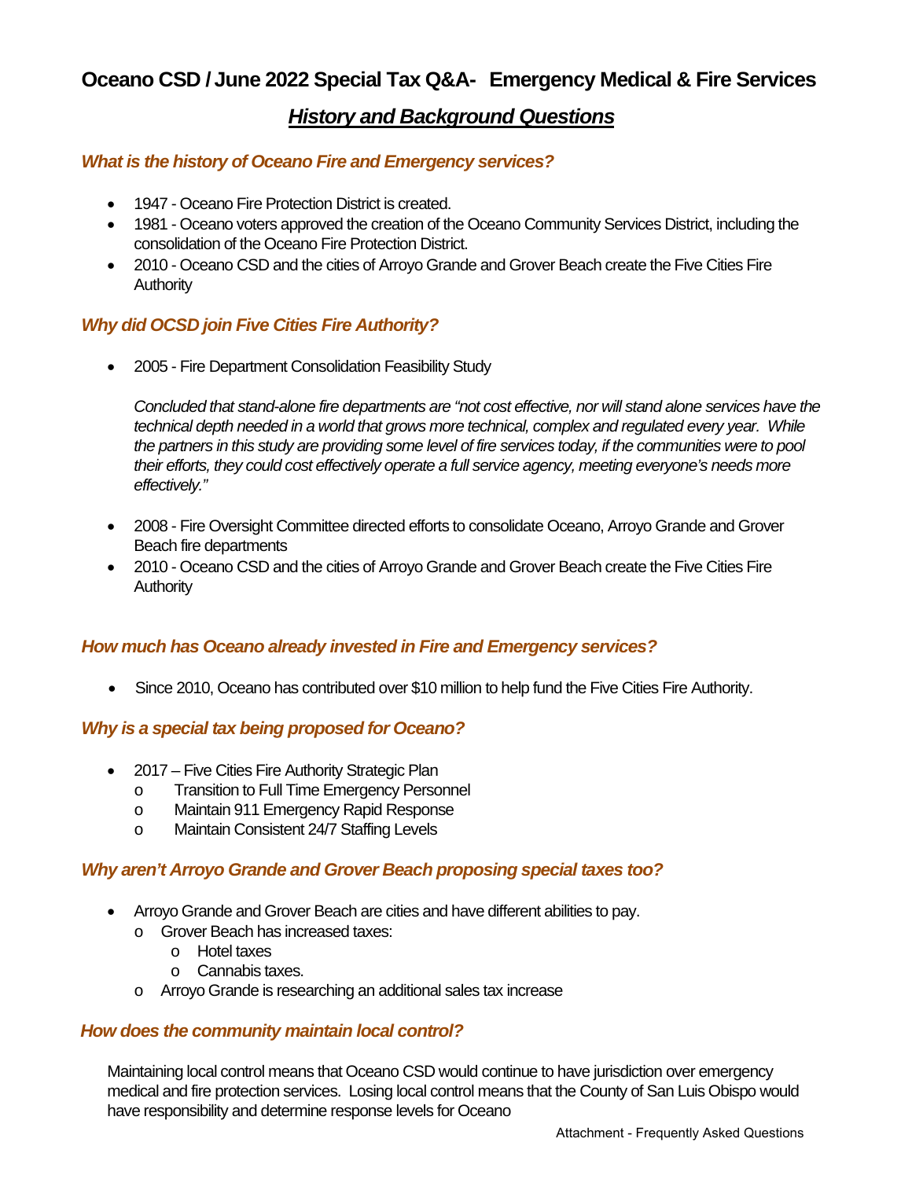# Oceano CSD / June 2022 Special Tax Q&A- Emergency Medical & Fire Services

## *History and Background Questions*

### *What is the history of Oceano Fire and Emergency services?*

- 1947 - Oceano Fire Protection District is created.
- 1981 - Oceano voters approved the creation of the Oceano Community Services District, including the consolidation of the Oceano Fire Protection District.
- 2010 - Oceano CSD and the cities of Arroyo Grande and Grover Beach create the Five Cities Fire Authority

### *Why did OCSD join Five Cities Fire Authority?*

- 2005 - Fire Department Consolidation Feasibility Study

  *Concluded that stand-alone fire departments are "not cost effective, nor will stand alone services have the technical depth needed in a world that grows more technical, complex and regulated every year. While the partners in this study are providing some level of fire services today, if the communities were to pool their efforts, they could cost effectively operate a full service agency, meeting everyone's needs more effectively."*

- 2008 - Fire Oversight Committee directed efforts to consolidate Oceano, Arroyo Grande and Grover Beach fire departments
- 2010 - Oceano CSD and the cities of Arroyo Grande and Grover Beach create the Five Cities Fire Authority

### *How much has Oceano already invested in Fire and Emergency services?*

- Since 2010, Oceano has contributed over $10 million to help fund the Five Cities Fire Authority.

### *Why is a special tax being proposed for Oceano?*

- 2017 – Five Cities Fire Authority Strategic Plan
  - Transition to Full Time Emergency Personnel
  - Maintain 911 Emergency Rapid Response
  - Maintain Consistent 24/7 Staffing Levels

### *Why aren't Arroyo Grande and Grover Beach proposing special taxes too?*

- Arroyo Grande and Grover Beach are cities and have different abilities to pay.
  - Grover Beach has increased taxes:
    - Hotel taxes
    - Cannabis taxes.
  - Arroyo Grande is researching an additional sales tax increase

### *How does the community maintain local control?*

Maintaining local control means that Oceano CSD would continue to have jurisdiction over emergency medical and fire protection services. Losing local control means that the County of San Luis Obispo would have responsibility and determine response levels for Oceano

Attachment - Frequently Asked Questions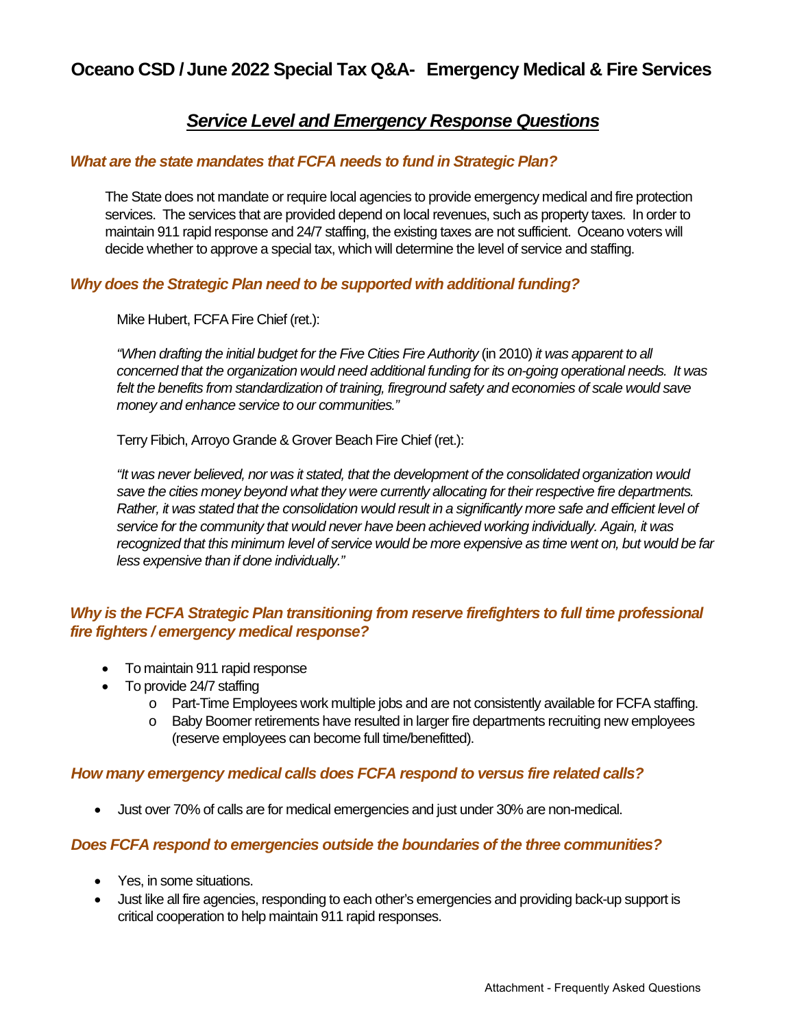# Oceano CSD / June 2022 Special Tax Q&A- Emergency Medical & Fire Services

## *Service Level and Emergency Response Questions*

### *What are the state mandates that FCFA needs to fund in Strategic Plan?*

The State does not mandate or require local agencies to provide emergency medical and fire protection services. The services that are provided depend on local revenues, such as property taxes. In order to maintain 911 rapid response and 24/7 staffing, the existing taxes are not sufficient. Oceano voters will decide whether to approve a special tax, which will determine the level of service and staffing.

### *Why does the Strategic Plan need to be supported with additional funding?*

Mike Hubert, FCFA Fire Chief (ret.):

*"When drafting the initial budget for the Five Cities Fire Authority* (in 2010) *it was apparent to all concerned that the organization would need additional funding for its on-going operational needs. It was felt the benefits from standardization of training, fireground safety and economies of scale would save money and enhance service to our communities."*

Terry Fibich, Arroyo Grande & Grover Beach Fire Chief (ret.):

*"It was never believed, nor was it stated, that the development of the consolidated organization would save the cities money beyond what they were currently allocating for their respective fire departments. Rather, it was stated that the consolidation would result in a significantly more safe and efficient level of service for the community that would never have been achieved working individually. Again, it was recognized that this minimum level of service would be more expensive as time went on, but would be far less expensive than if done individually."*

### *Why is the FCFA Strategic Plan transitioning from reserve firefighters to full time professional fire fighters / emergency medical response?*

- To maintain 911 rapid response
- To provide 24/7 staffing
  - Part-Time Employees work multiple jobs and are not consistently available for FCFA staffing.
  - Baby Boomer retirements have resulted in larger fire departments recruiting new employees (reserve employees can become full time/benefitted).

### *How many emergency medical calls does FCFA respond to versus fire related calls?*

- Just over 70% of calls are for medical emergencies and just under 30% are non-medical.

### *Does FCFA respond to emergencies outside the boundaries of the three communities?*

- Yes, in some situations.
- Just like all fire agencies, responding to each other's emergencies and providing back-up support is critical cooperation to help maintain 911 rapid responses.

Attachment - Frequently Asked Questions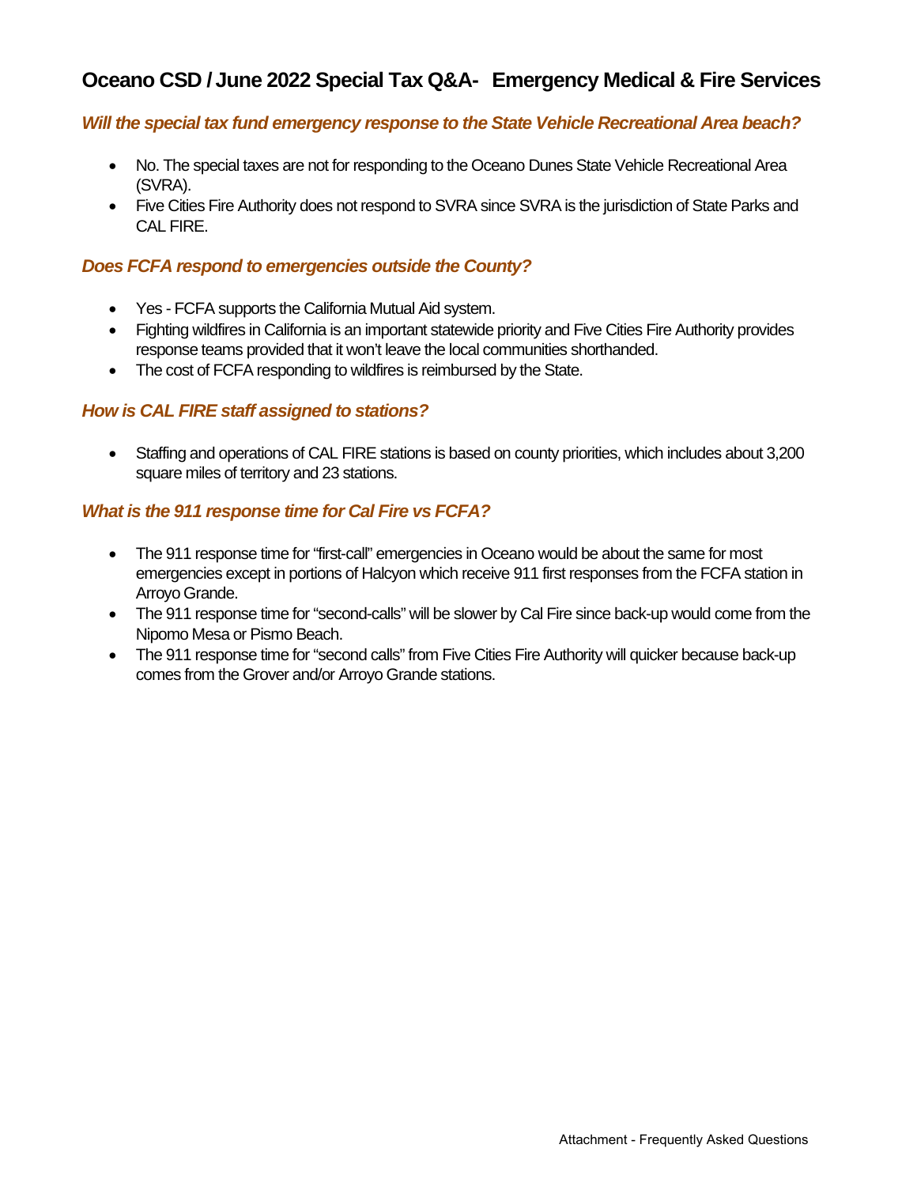# Oceano CSD / June 2022 Special Tax Q&A- Emergency Medical & Fire Services

### *Will the special tax fund emergency response to the State Vehicle Recreational Area beach?*

- No. The special taxes are not for responding to the Oceano Dunes State Vehicle Recreational Area (SVRA).
- Five Cities Fire Authority does not respond to SVRA since SVRA is the jurisdiction of State Parks and CAL FIRE.

### *Does FCFA respond to emergencies outside the County?*

- Yes - FCFA supports the California Mutual Aid system.
- Fighting wildfires in California is an important statewide priority and Five Cities Fire Authority provides response teams provided that it won't leave the local communities shorthanded.
- The cost of FCFA responding to wildfires is reimbursed by the State.

### *How is CAL FIRE staff assigned to stations?*

- Staffing and operations of CAL FIRE stations is based on county priorities, which includes about 3,200 square miles of territory and 23 stations.

### *What is the 911 response time for Cal Fire vs FCFA?*

- The 911 response time for "first-call" emergencies in Oceano would be about the same for most emergencies except in portions of Halcyon which receive 911 first responses from the FCFA station in Arroyo Grande.
- The 911 response time for "second-calls" will be slower by Cal Fire since back-up would come from the Nipomo Mesa or Pismo Beach.
- The 911 response time for "second calls" from Five Cities Fire Authority will quicker because back-up comes from the Grover and/or Arroyo Grande stations.

Attachment - Frequently Asked Questions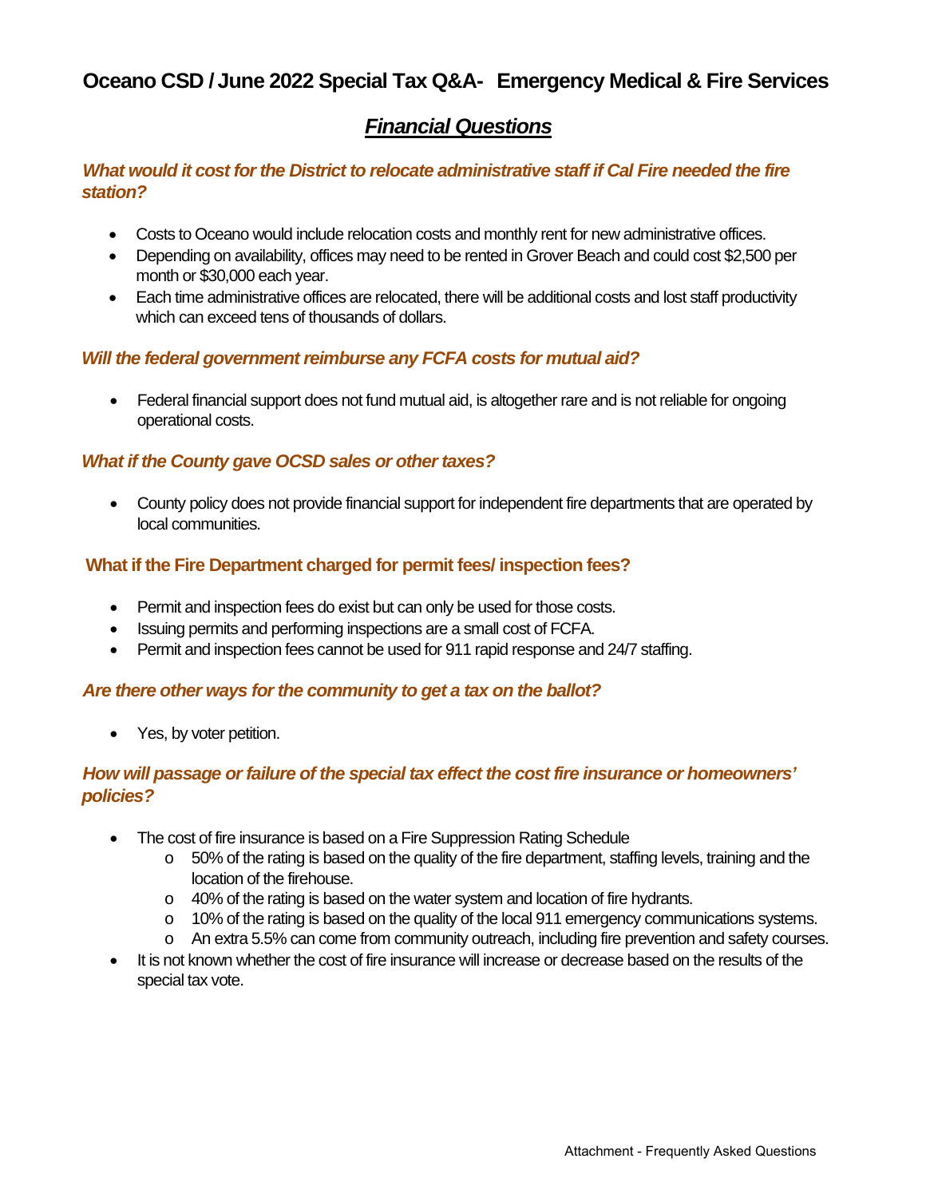# Oceano CSD / June 2022 Special Tax Q&A- Emergency Medical & Fire Services

## *Financial Questions*

### *What would it cost for the District to relocate administrative staff if Cal Fire needed the fire station?*

- Costs to Oceano would include relocation costs and monthly rent for new administrative offices.
- Depending on availability, offices may need to be rented in Grover Beach and could cost $2,500 per month or $30,000 each year.
- Each time administrative offices are relocated, there will be additional costs and lost staff productivity which can exceed tens of thousands of dollars.

### *Will the federal government reimburse any FCFA costs for mutual aid?*

- Federal financial support does not fund mutual aid, is altogether rare and is not reliable for ongoing operational costs.

### *What if the County gave OCSD sales or other taxes?*

- County policy does not provide financial support for independent fire departments that are operated by local communities.

### What if the Fire Department charged for permit fees/ inspection fees?

- Permit and inspection fees do exist but can only be used for those costs.
- Issuing permits and performing inspections are a small cost of FCFA.
- Permit and inspection fees cannot be used for 911 rapid response and 24/7 staffing.

### *Are there other ways for the community to get a tax on the ballot?*

- Yes, by voter petition.

### *How will passage or failure of the special tax effect the cost fire insurance or homeowners' policies?*

- The cost of fire insurance is based on a Fire Suppression Rating Schedule
  - 50% of the rating is based on the quality of the fire department, staffing levels, training and the location of the firehouse.
  - 40% of the rating is based on the water system and location of fire hydrants.
  - 10% of the rating is based on the quality of the local 911 emergency communications systems.
  - An extra 5.5% can come from community outreach, including fire prevention and safety courses.
- It is not known whether the cost of fire insurance will increase or decrease based on the results of the special tax vote.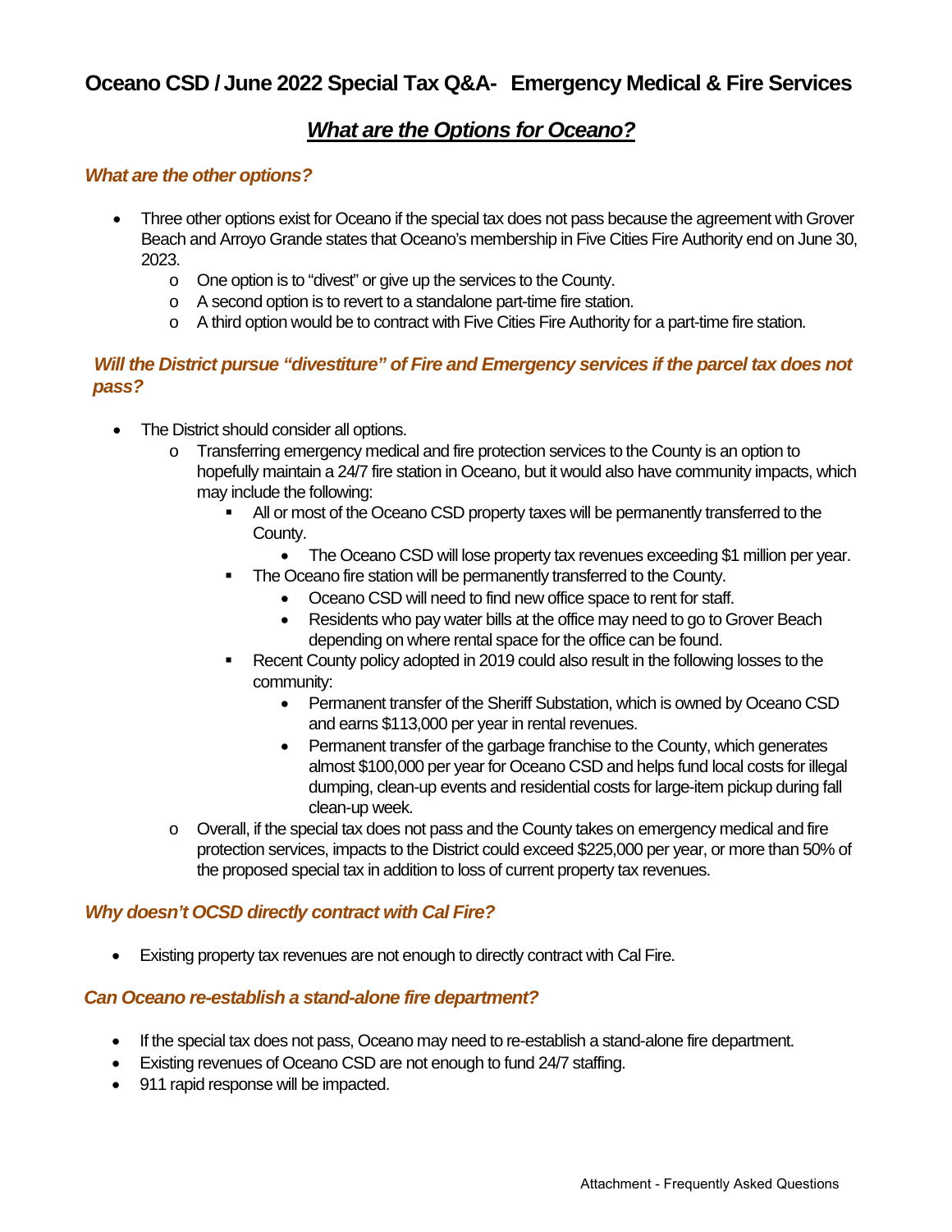# Oceano CSD / June 2022 Special Tax Q&A- Emergency Medical & Fire Services

## *What are the Options for Oceano?*

### *What are the other options?*

- Three other options exist for Oceano if the special tax does not pass because the agreement with Grover Beach and Arroyo Grande states that Oceano's membership in Five Cities Fire Authority end on June 30, 2023.
  - One option is to "divest" or give up the services to the County.
  - A second option is to revert to a standalone part-time fire station.
  - A third option would be to contract with Five Cities Fire Authority for a part-time fire station.

### *Will the District pursue "divestiture" of Fire and Emergency services if the parcel tax does not pass?*

- The District should consider all options.
  - Transferring emergency medical and fire protection services to the County is an option to hopefully maintain a 24/7 fire station in Oceano, but it would also have community impacts, which may include the following:
    - All or most of the Oceano CSD property taxes will be permanently transferred to the County.
      - The Oceano CSD will lose property tax revenues exceeding $1 million per year.
    - The Oceano fire station will be permanently transferred to the County.
      - Oceano CSD will need to find new office space to rent for staff.
      - Residents who pay water bills at the office may need to go to Grover Beach depending on where rental space for the office can be found.
    - Recent County policy adopted in 2019 could also result in the following losses to the community:
      - Permanent transfer of the Sheriff Substation, which is owned by Oceano CSD and earns $113,000 per year in rental revenues.
      - Permanent transfer of the garbage franchise to the County, which generates almost $100,000 per year for Oceano CSD and helps fund local costs for illegal dumping, clean-up events and residential costs for large-item pickup during fall clean-up week.
  - Overall, if the special tax does not pass and the County takes on emergency medical and fire protection services, impacts to the District could exceed $225,000 per year, or more than 50% of the proposed special tax in addition to loss of current property tax revenues.

### *Why doesn't OCSD directly contract with Cal Fire?*

- Existing property tax revenues are not enough to directly contract with Cal Fire.

### *Can Oceano re-establish a stand-alone fire department?*

- If the special tax does not pass, Oceano may need to re-establish a stand-alone fire department.
- Existing revenues of Oceano CSD are not enough to fund 24/7 staffing.
- 911 rapid response will be impacted.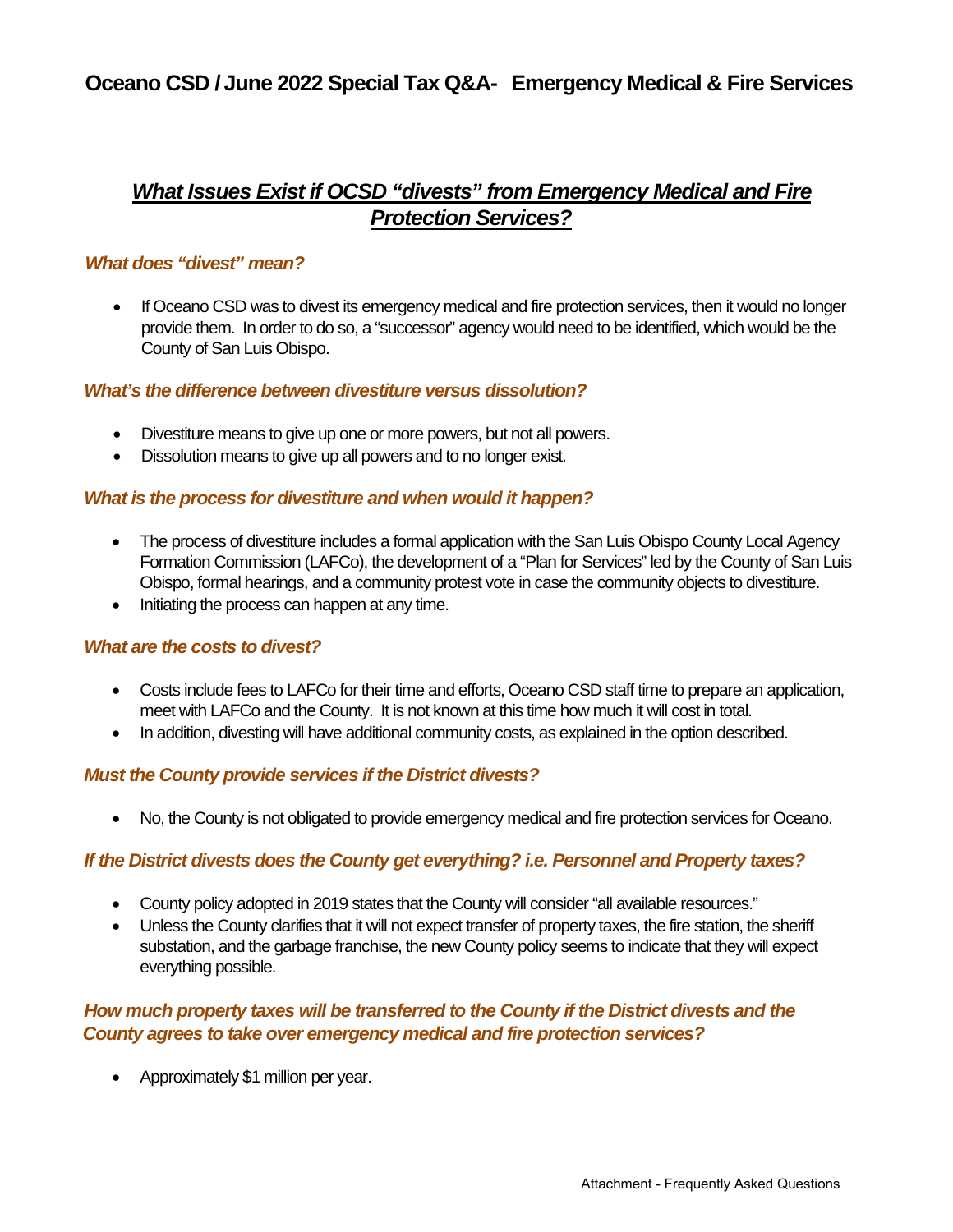# Oceano CSD / June 2022 Special Tax Q&A- Emergency Medical & Fire Services

## *What Issues Exist if OCSD "divests" from Emergency Medical and Fire Protection Services?*

### *What does "divest" mean?*

- If Oceano CSD was to divest its emergency medical and fire protection services, then it would no longer provide them. In order to do so, a "successor" agency would need to be identified, which would be the County of San Luis Obispo.

### *What's the difference between divestiture versus dissolution?*

- Divestiture means to give up one or more powers, but not all powers.
- Dissolution means to give up all powers and to no longer exist.

### *What is the process for divestiture and when would it happen?*

- The process of divestiture includes a formal application with the San Luis Obispo County Local Agency Formation Commission (LAFCo), the development of a "Plan for Services" led by the County of San Luis Obispo, formal hearings, and a community protest vote in case the community objects to divestiture.
- Initiating the process can happen at any time.

### *What are the costs to divest?*

- Costs include fees to LAFCo for their time and efforts, Oceano CSD staff time to prepare an application, meet with LAFCo and the County. It is not known at this time how much it will cost in total.
- In addition, divesting will have additional community costs, as explained in the option described.

### *Must the County provide services if the District divests?*

- No, the County is not obligated to provide emergency medical and fire protection services for Oceano.

### *If the District divests does the County get everything? i.e. Personnel and Property taxes?*

- County policy adopted in 2019 states that the County will consider "all available resources."
- Unless the County clarifies that it will not expect transfer of property taxes, the fire station, the sheriff substation, and the garbage franchise, the new County policy seems to indicate that they will expect everything possible.

### *How much property taxes will be transferred to the County if the District divests and the County agrees to take over emergency medical and fire protection services?*

- Approximately $1 million per year.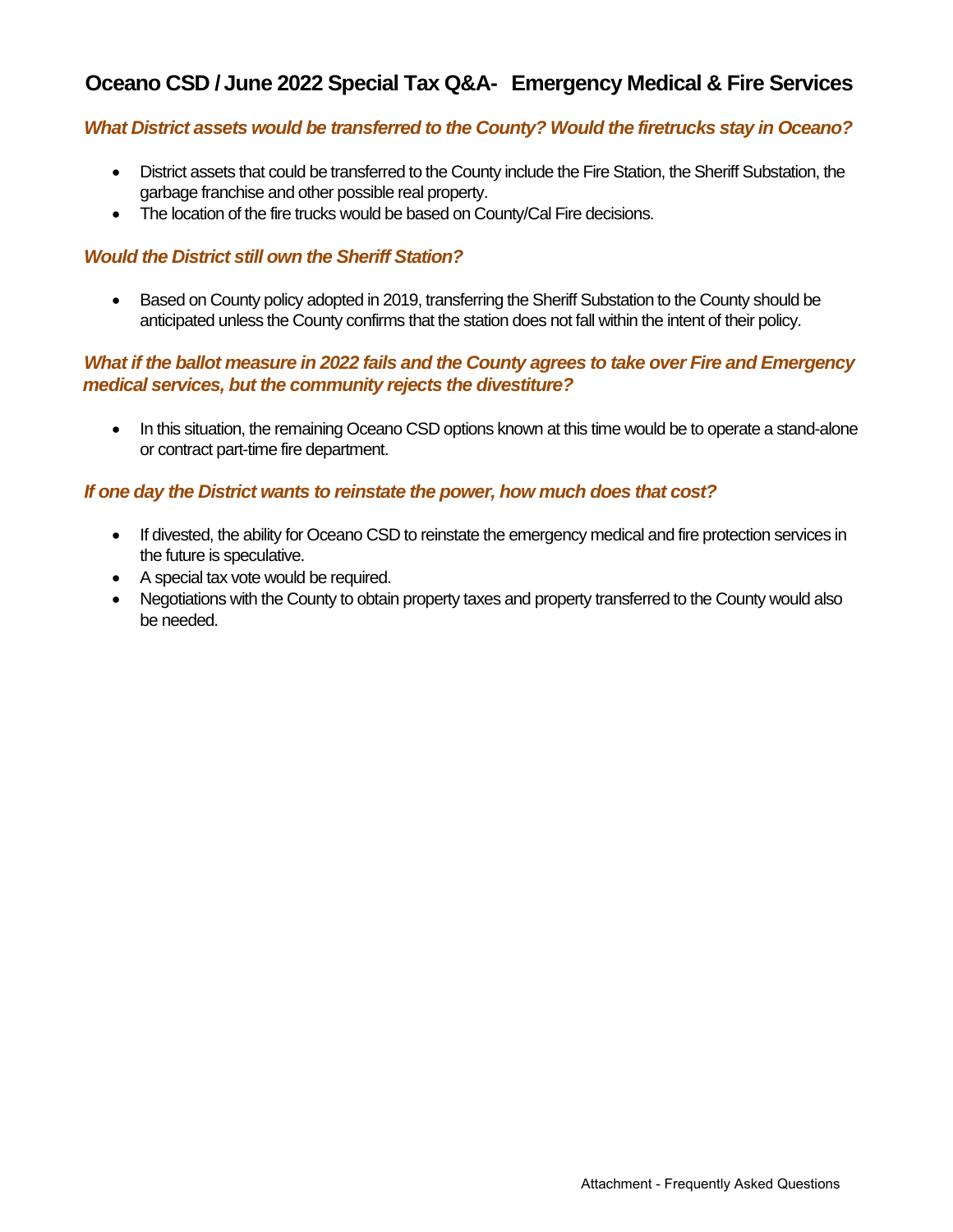# Oceano CSD / June 2022 Special Tax Q&A- Emergency Medical & Fire Services

### *What District assets would be transferred to the County? Would the firetrucks stay in Oceano?*

- District assets that could be transferred to the County include the Fire Station, the Sheriff Substation, the garbage franchise and other possible real property.
- The location of the fire trucks would be based on County/Cal Fire decisions.

### *Would the District still own the Sheriff Station?*

- Based on County policy adopted in 2019, transferring the Sheriff Substation to the County should be anticipated unless the County confirms that the station does not fall within the intent of their policy.

### *What if the ballot measure in 2022 fails and the County agrees to take over Fire and Emergency medical services, but the community rejects the divestiture?*

- In this situation, the remaining Oceano CSD options known at this time would be to operate a stand-alone or contract part-time fire department.

### *If one day the District wants to reinstate the power, how much does that cost?*

- If divested, the ability for Oceano CSD to reinstate the emergency medical and fire protection services in the future is speculative.
- A special tax vote would be required.
- Negotiations with the County to obtain property taxes and property transferred to the County would also be needed.

Attachment - Frequently Asked Questions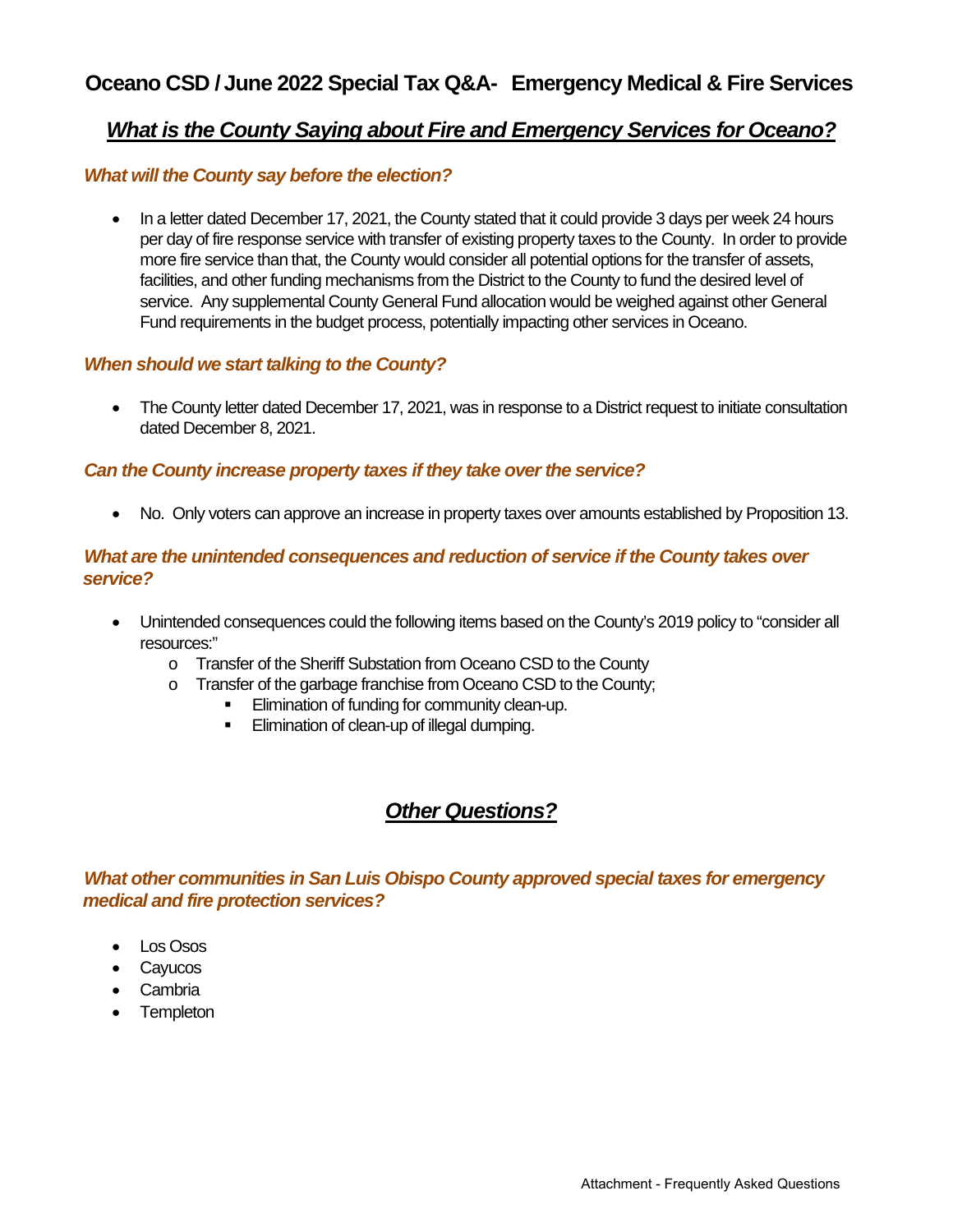# Oceano CSD / June 2022 Special Tax Q&A- Emergency Medical & Fire Services

## *What is the County Saying about Fire and Emergency Services for Oceano?*

### *What will the County say before the election?*

- In a letter dated December 17, 2021, the County stated that it could provide 3 days per week 24 hours per day of fire response service with transfer of existing property taxes to the County. In order to provide more fire service than that, the County would consider all potential options for the transfer of assets, facilities, and other funding mechanisms from the District to the County to fund the desired level of service. Any supplemental County General Fund allocation would be weighed against other General Fund requirements in the budget process, potentially impacting other services in Oceano.

### *When should we start talking to the County?*

- The County letter dated December 17, 2021, was in response to a District request to initiate consultation dated December 8, 2021.

### *Can the County increase property taxes if they take over the service?*

- No. Only voters can approve an increase in property taxes over amounts established by Proposition 13.

### *What are the unintended consequences and reduction of service if the County takes over service?*

- Unintended consequences could the following items based on the County's 2019 policy to "consider all resources:"
  - Transfer of the Sheriff Substation from Oceano CSD to the County
  - Transfer of the garbage franchise from Oceano CSD to the County;
    - Elimination of funding for community clean-up.
    - Elimination of clean-up of illegal dumping.

## *Other Questions?*

### *What other communities in San Luis Obispo County approved special taxes for emergency medical and fire protection services?*

- Los Osos
- Cayucos
- Cambria
- Templeton

Attachment - Frequently Asked Questions